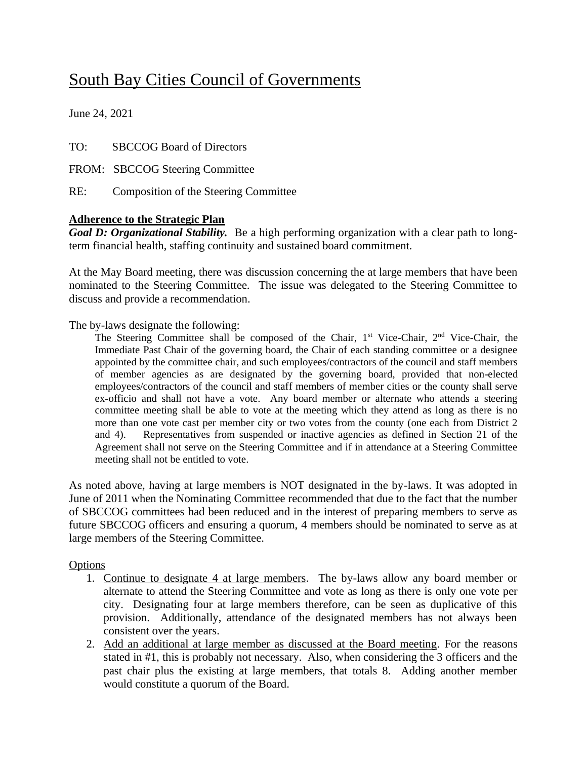# South Bay Cities Council of Governments

June 24, 2021

TO: SBCCOG Board of Directors

FROM: SBCCOG Steering Committee

RE: Composition of the Steering Committee

**Adherence to the Strategic Plan**

***Goal D: Organizational Stability.*** Be a high performing organization with a clear path to long-term financial health, staffing continuity and sustained board commitment.

At the May Board meeting, there was discussion concerning the at large members that have been nominated to the Steering Committee. The issue was delegated to the Steering Committee to discuss and provide a recommendation.

The by-laws designate the following:

> The Steering Committee shall be composed of the Chair, 1st Vice-Chair, 2nd Vice-Chair, the Immediate Past Chair of the governing board, the Chair of each standing committee or a designee appointed by the committee chair, and such employees/contractors of the council and staff members of member agencies as are designated by the governing board, provided that non-elected employees/contractors of the council and staff members of member cities or the county shall serve ex-officio and shall not have a vote. Any board member or alternate who attends a steering committee meeting shall be able to vote at the meeting which they attend as long as there is no more than one vote cast per member city or two votes from the county (one each from District 2 and 4). Representatives from suspended or inactive agencies as defined in Section 21 of the Agreement shall not serve on the Steering Committee and if in attendance at a Steering Committee meeting shall not be entitled to vote.

As noted above, having at large members is NOT designated in the by-laws. It was adopted in June of 2011 when the Nominating Committee recommended that due to the fact that the number of SBCCOG committees had been reduced and in the interest of preparing members to serve as future SBCCOG officers and ensuring a quorum, 4 members should be nominated to serve as at large members of the Steering Committee.

Options

1. Continue to designate 4 at large members. The by-laws allow any board member or alternate to attend the Steering Committee and vote as long as there is only one vote per city. Designating four at large members therefore, can be seen as duplicative of this provision. Additionally, attendance of the designated members has not always been consistent over the years.
2. Add an additional at large member as discussed at the Board meeting. For the reasons stated in #1, this is probably not necessary. Also, when considering the 3 officers and the past chair plus the existing at large members, that totals 8. Adding another member would constitute a quorum of the Board.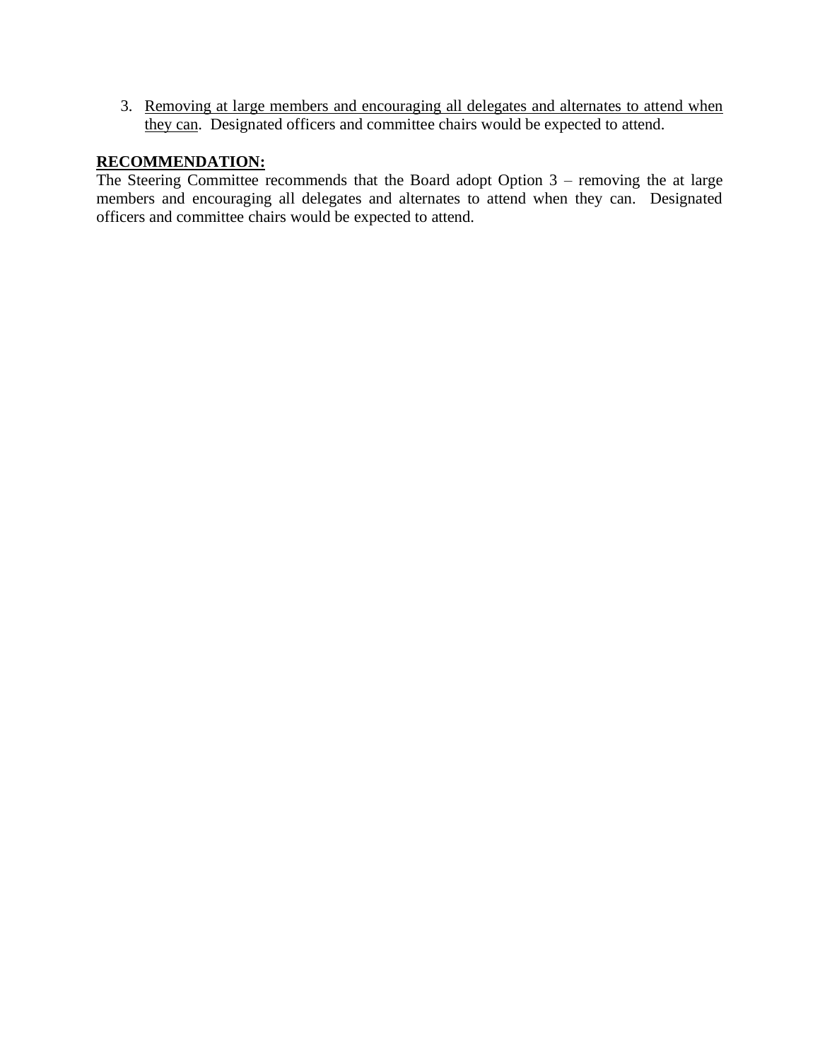3. <u>Removing at large members and encouraging all delegates and alternates to attend when they can</u>. Designated officers and committee chairs would be expected to attend.

**<u>RECOMMENDATION:</u>**

The Steering Committee recommends that the Board adopt Option 3 – removing the at large members and encouraging all delegates and alternates to attend when they can. Designated officers and committee chairs would be expected to attend.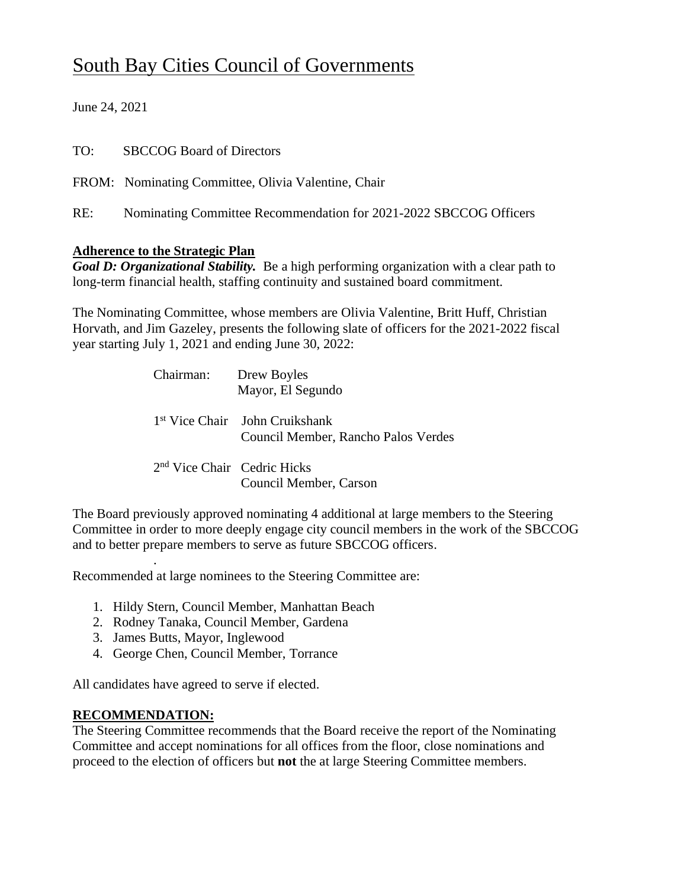# South Bay Cities Council of Governments

June 24, 2021

TO: SBCCOG Board of Directors

FROM: Nominating Committee, Olivia Valentine, Chair

RE: Nominating Committee Recommendation for 2021-2022 SBCCOG Officers

**Adherence to the Strategic Plan**

***Goal D: Organizational Stability.*** Be a high performing organization with a clear path to long-term financial health, staffing continuity and sustained board commitment.

The Nominating Committee, whose members are Olivia Valentine, Britt Huff, Christian Horvath, and Jim Gazeley, presents the following slate of officers for the 2021-2022 fiscal year starting July 1, 2021 and ending June 30, 2022:

| | |
|---|---|
| Chairman: | Drew Boyles<br>Mayor, El Segundo |
| 1st Vice Chair | John Cruikshank<br>Council Member, Rancho Palos Verdes |
| 2nd Vice Chair | Cedric Hicks<br>Council Member, Carson |

The Board previously approved nominating 4 additional at large members to the Steering Committee in order to more deeply engage city council members in the work of the SBCCOG and to better prepare members to serve as future SBCCOG officers.

Recommended at large nominees to the Steering Committee are:

1. Hildy Stern, Council Member, Manhattan Beach
2. Rodney Tanaka, Council Member, Gardena
3. James Butts, Mayor, Inglewood
4. George Chen, Council Member, Torrance

All candidates have agreed to serve if elected.

**RECOMMENDATION:**

The Steering Committee recommends that the Board receive the report of the Nominating Committee and accept nominations for all offices from the floor, close nominations and proceed to the election of officers but **not** the at large Steering Committee members.